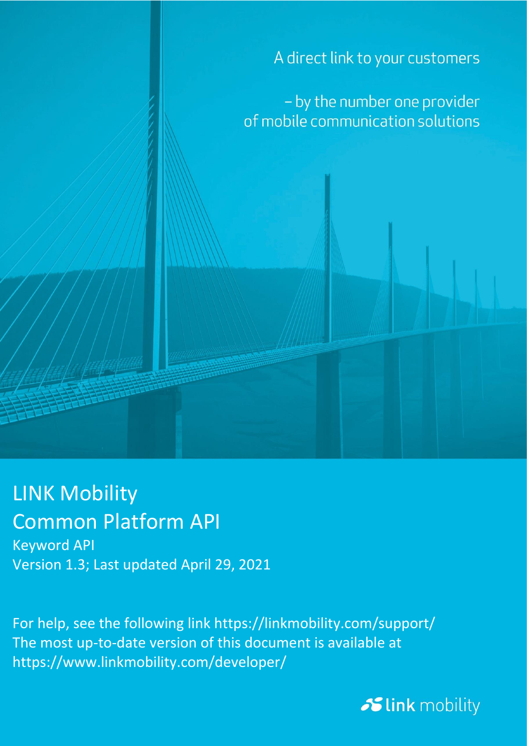A direct link to your customers

– by the number one provider of mobile communication solutions

# LINK Mobility Common Platform API

Keyword API

Version 1.3; Last updated April 29, 2021

For help, see the following link https://linkmobility.com/support/

The most up-to-date version of this document is available at https://www.linkmobility.com/developer/

link mobility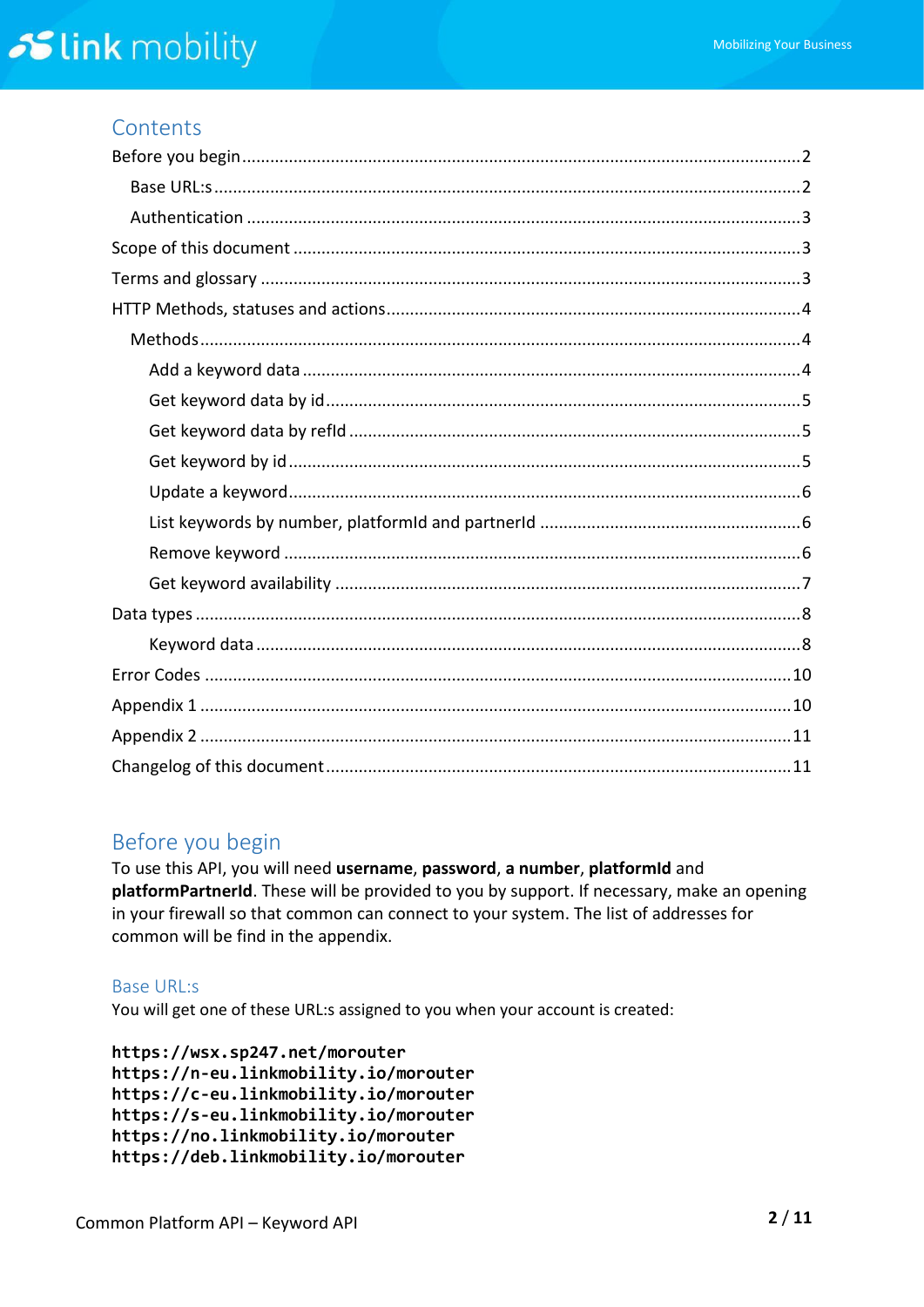## Contents

Before you begin ..... 2
  Base URL:s ..... 2
  Authentication ..... 3
Scope of this document ..... 3
Terms and glossary ..... 3
HTTP Methods, statuses and actions ..... 4
  Methods ..... 4
    Add a keyword data ..... 4
    Get keyword data by id ..... 5
    Get keyword data by refId ..... 5
    Get keyword by id ..... 5
    Update a keyword ..... 6
    List keywords by number, platformId and partnerId ..... 6
    Remove keyword ..... 6
    Get keyword availability ..... 7
Data types ..... 8
    Keyword data ..... 8
Error Codes ..... 10
Appendix 1 ..... 10
Appendix 2 ..... 11
Changelog of this document ..... 11

## Before you begin

To use this API, you will need **username**, **password**, **a number**, **platformId** and **platformPartnerId**. These will be provided to you by support. If necessary, make an opening in your firewall so that common can connect to your system. The list of addresses for common will be find in the appendix.

### Base URL:s

You will get one of these URL:s assigned to you when your account is created:

```
https://wsx.sp247.net/morouter
https://n-eu.linkmobility.io/morouter
https://c-eu.linkmobility.io/morouter
https://s-eu.linkmobility.io/morouter
https://no.linkmobility.io/morouter
https://deb.linkmobility.io/morouter
```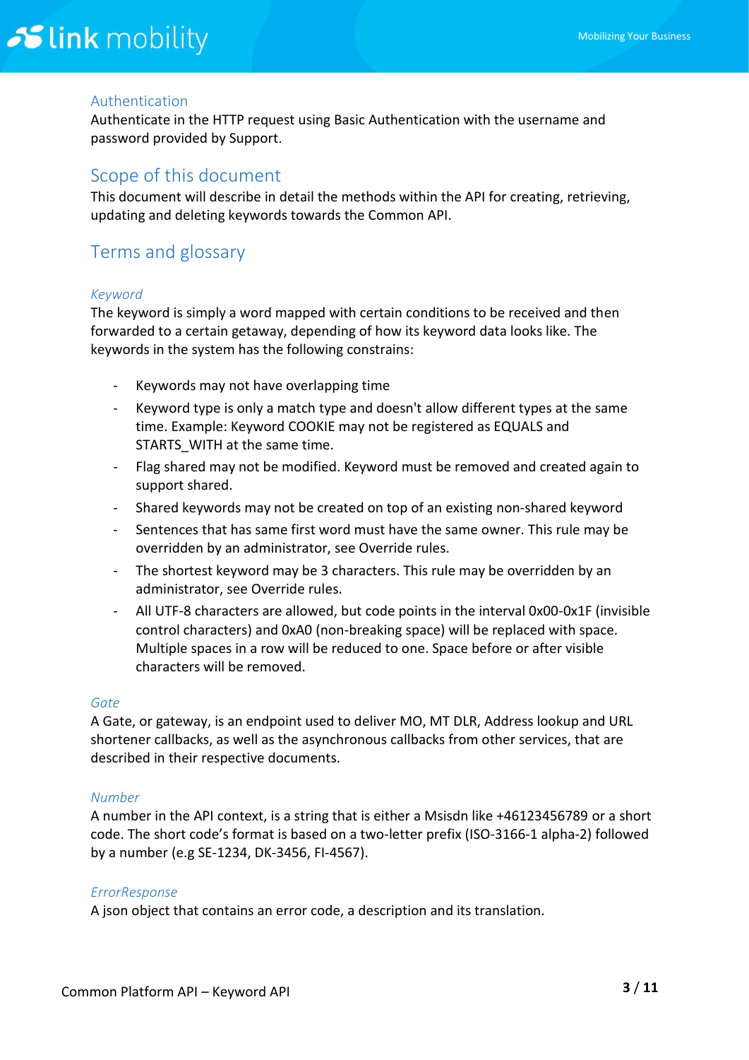## Authentication

Authenticate in the HTTP request using Basic Authentication with the username and password provided by Support.

# Scope of this document

This document will describe in detail the methods within the API for creating, retrieving, updating and deleting keywords towards the Common API.

# Terms and glossary

### *Keyword*

The keyword is simply a word mapped with certain conditions to be received and then forwarded to a certain getaway, depending of how its keyword data looks like. The keywords in the system has the following constrains:

- Keywords may not have overlapping time
- Keyword type is only a match type and doesn't allow different types at the same time. Example: Keyword COOKIE may not be registered as EQUALS and STARTS_WITH at the same time.
- Flag shared may not be modified. Keyword must be removed and created again to support shared.
- Shared keywords may not be created on top of an existing non-shared keyword
- Sentences that has same first word must have the same owner. This rule may be overridden by an administrator, see Override rules.
- The shortest keyword may be 3 characters. This rule may be overridden by an administrator, see Override rules.
- All UTF-8 characters are allowed, but code points in the interval 0x00-0x1F (invisible control characters) and 0xA0 (non-breaking space) will be replaced with space. Multiple spaces in a row will be reduced to one. Space before or after visible characters will be removed.

### *Gate*

A Gate, or gateway, is an endpoint used to deliver MO, MT DLR, Address lookup and URL shortener callbacks, as well as the asynchronous callbacks from other services, that are described in their respective documents.

### *Number*

A number in the API context, is a string that is either a Msisdn like +46123456789 or a short code. The short code's format is based on a two-letter prefix (ISO-3166-1 alpha-2) followed by a number (e.g SE-1234, DK-3456, FI-4567).

### *ErrorResponse*

A json object that contains an error code, a description and its translation.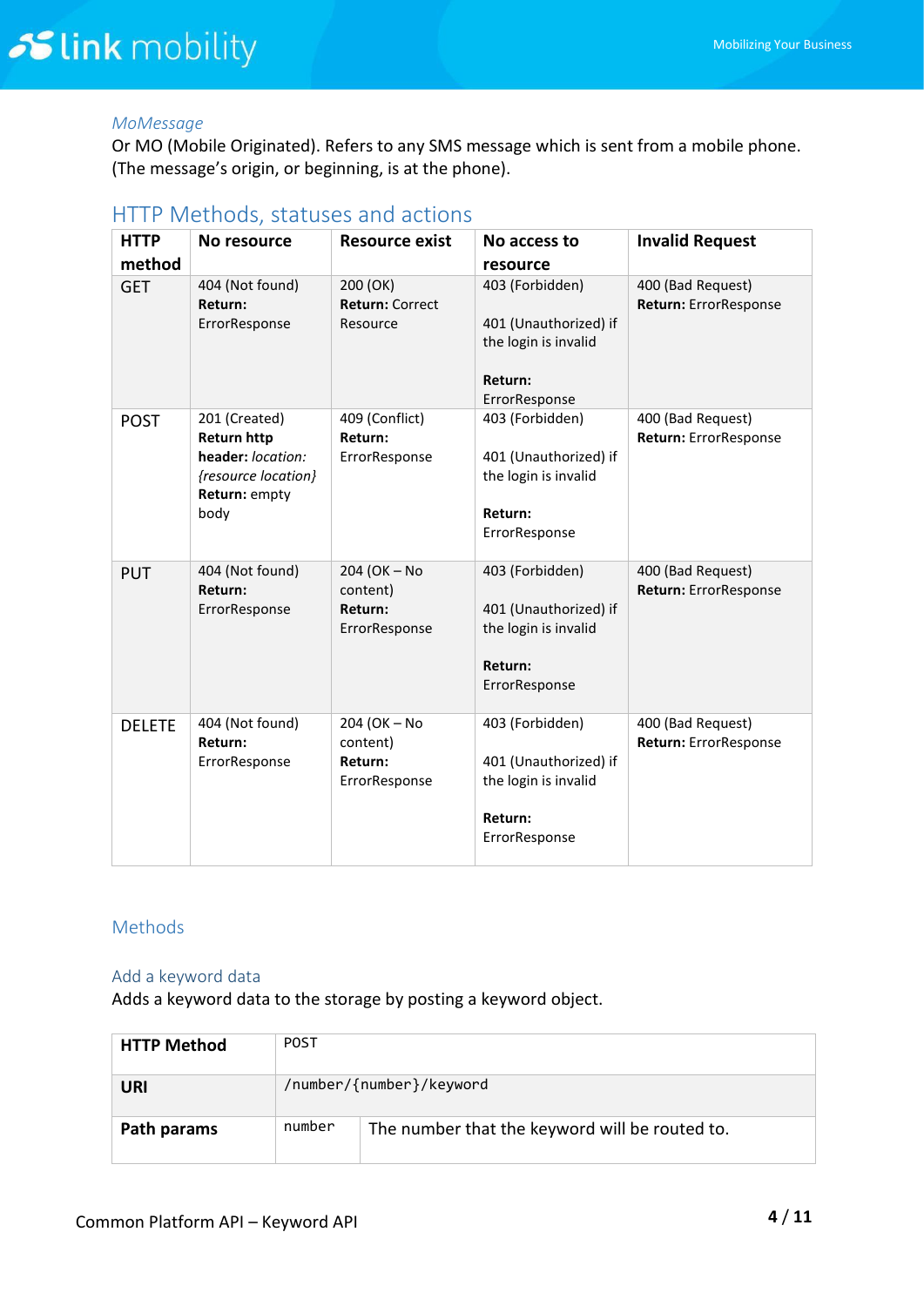*MoMessage*

Or MO (Mobile Originated). Refers to any SMS message which is sent from a mobile phone. (The message's origin, or beginning, is at the phone).

## HTTP Methods, statuses and actions

| HTTP method | No resource | Resource exist | No access to resource | Invalid Request |
|---|---|---|---|---|
| GET | 404 (Not found) **Return:** ErrorResponse | 200 (OK) **Return:** Correct Resource | 403 (Forbidden) 401 (Unauthorized) if the login is invalid **Return:** ErrorResponse | 400 (Bad Request) **Return:** ErrorResponse |
| POST | 201 (Created) **Return http header:** *location: {resource location}* **Return:** empty body | 409 (Conflict) **Return:** ErrorResponse | 403 (Forbidden) 401 (Unauthorized) if the login is invalid **Return:** ErrorResponse | 400 (Bad Request) **Return:** ErrorResponse |
| PUT | 404 (Not found) **Return:** ErrorResponse | 204 (OK – No content) **Return:** ErrorResponse | 403 (Forbidden) 401 (Unauthorized) if the login is invalid **Return:** ErrorResponse | 400 (Bad Request) **Return:** ErrorResponse |
| DELETE | 404 (Not found) **Return:** ErrorResponse | 204 (OK – No content) **Return:** ErrorResponse | 403 (Forbidden) 401 (Unauthorized) if the login is invalid **Return:** ErrorResponse | 400 (Bad Request) **Return:** ErrorResponse |

### Methods

#### Add a keyword data

Adds a keyword data to the storage by posting a keyword object.

| **HTTP Method** | POST | |
|---|---|---|
| **URI** | /number/{number}/keyword | |
| **Path params** | number | The number that the keyword will be routed to. |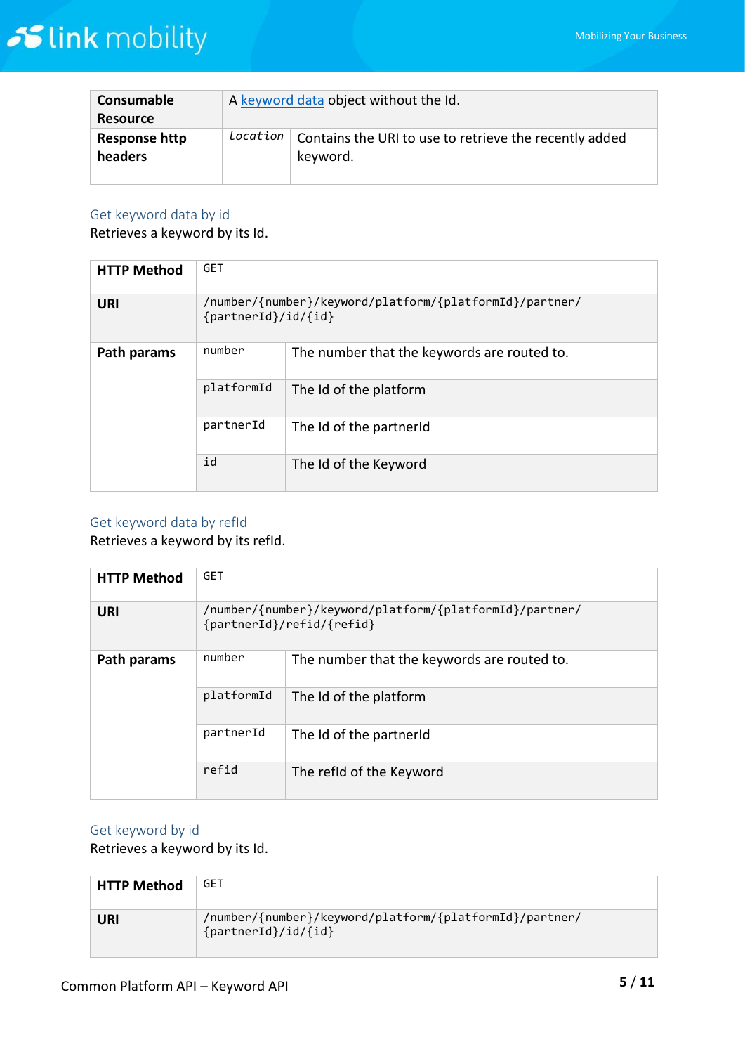| **Consumable Resource** | A [keyword data](#) object without the Id. | |
|---|---|---|
| **Response http headers** | *Location* | Contains the URI to use to retrieve the recently added keyword. |

### Get keyword data by id

Retrieves a keyword by its Id.

| **HTTP Method** | `GET` | |
|---|---|---|
| **URI** | `/number/{number}/keyword/platform/{platformId}/partner/{partnerId}/id/{id}` | |
| **Path params** | `number` | The number that the keywords are routed to. |
| | `platformId` | The Id of the platform |
| | `partnerId` | The Id of the partnerId |
| | `id` | The Id of the Keyword |

### Get keyword data by refId

Retrieves a keyword by its refId.

| **HTTP Method** | `GET` | |
|---|---|---|
| **URI** | `/number/{number}/keyword/platform/{platformId}/partner/{partnerId}/refid/{refid}` | |
| **Path params** | `number` | The number that the keywords are routed to. |
| | `platformId` | The Id of the platform |
| | `partnerId` | The Id of the partnerId |
| | `refid` | The refId of the Keyword |

### Get keyword by id

Retrieves a keyword by its Id.

| **HTTP Method** | `GET` |
|---|---|
| **URI** | `/number/{number}/keyword/platform/{platformId}/partner/{partnerId}/id/{id}` |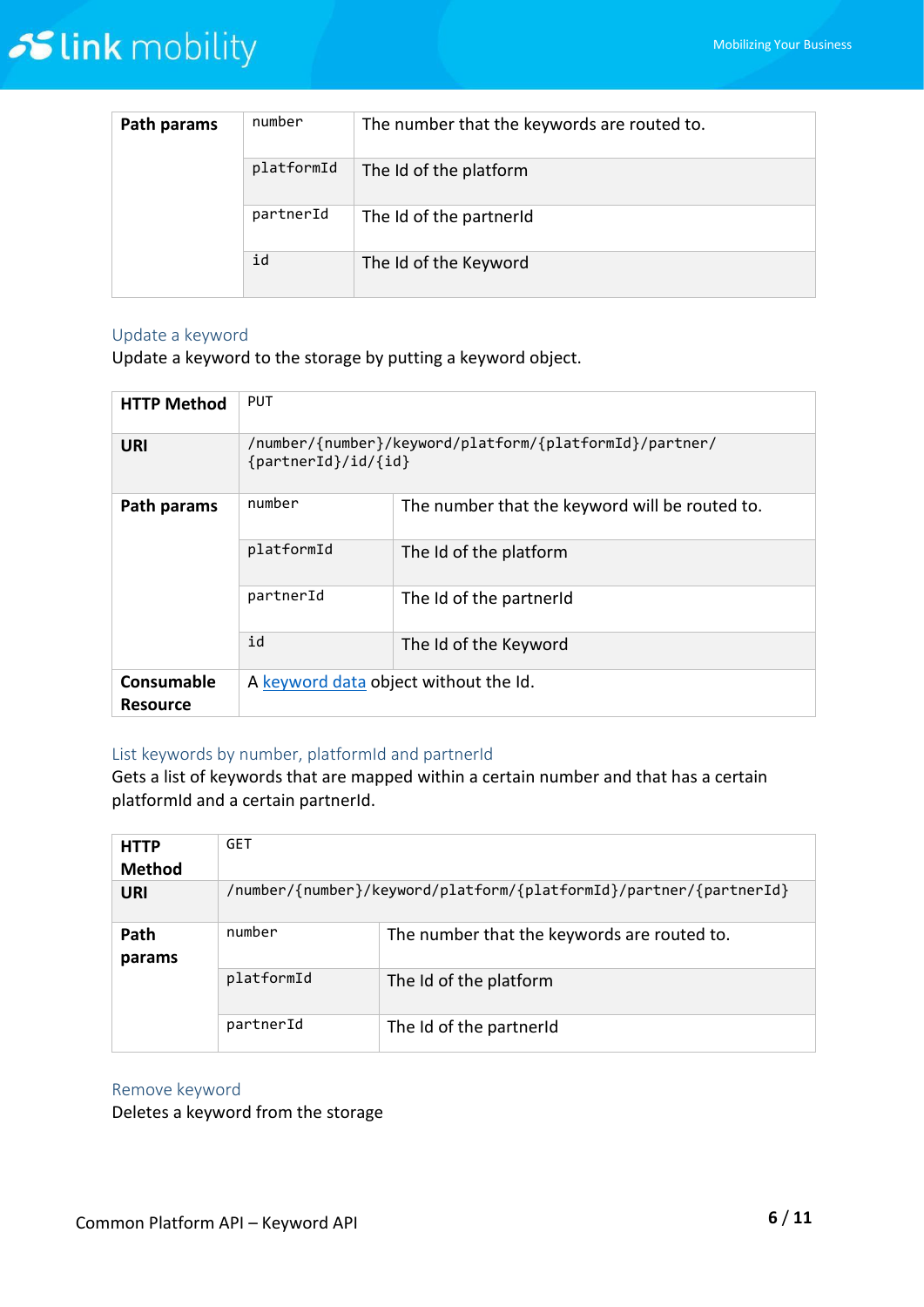| Path params | number | The number that the keywords are routed to. |
| --- | --- | --- |
| | platformId | The Id of the platform |
| | partnerId | The Id of the partnerId |
| | id | The Id of the Keyword |

### Update a keyword

Update a keyword to the storage by putting a keyword object.

| HTTP Method | PUT | |
| --- | --- | --- |
| URI | /number/{number}/keyword/platform/{platformId}/partner/{partnerId}/id/{id} | |
| Path params | number | The number that the keyword will be routed to. |
| | platformId | The Id of the platform |
| | partnerId | The Id of the partnerId |
| | id | The Id of the Keyword |
| Consumable Resource | A keyword data object without the Id. | |

### List keywords by number, platformId and partnerId

Gets a list of keywords that are mapped within a certain number and that has a certain platformId and a certain partnerId.

| HTTP Method | GET | |
| --- | --- | --- |
| URI | /number/{number}/keyword/platform/{platformId}/partner/{partnerId} | |
| Path params | number | The number that the keywords are routed to. |
| | platformId | The Id of the platform |
| | partnerId | The Id of the partnerId |

### Remove keyword

Deletes a keyword from the storage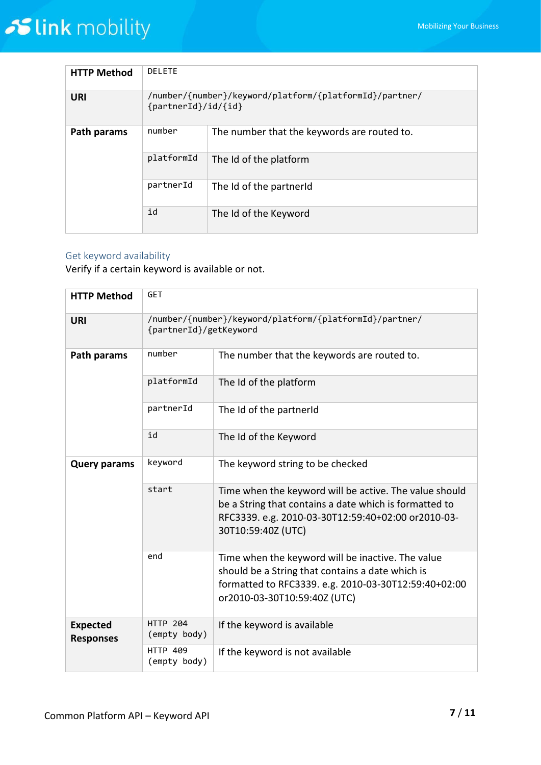| HTTP Method | DELETE | |
|---|---|---|
| URI | /number/{number}/keyword/platform/{platformId}/partner/{partnerId}/id/{id} | |
| Path params | number | The number that the keywords are routed to. |
| | platformId | The Id of the platform |
| | partnerId | The Id of the partnerId |
| | id | The Id of the Keyword |

### Get keyword availability

Verify if a certain keyword is available or not.

| HTTP Method | GET | |
|---|---|---|
| URI | /number/{number}/keyword/platform/{platformId}/partner/{partnerId}/getKeyword | |
| Path params | number | The number that the keywords are routed to. |
| | platformId | The Id of the platform |
| | partnerId | The Id of the partnerId |
| | id | The Id of the Keyword |
| Query params | keyword | The keyword string to be checked |
| | start | Time when the keyword will be active. The value should be a String that contains a date which is formatted to RFC3339. e.g. 2010-03-30T12:59:40+02:00 or2010-03-30T10:59:40Z (UTC) |
| | end | Time when the keyword will be inactive. The value should be a String that contains a date which is formatted to RFC3339. e.g. 2010-03-30T12:59:40+02:00 or2010-03-30T10:59:40Z (UTC) |
| Expected Responses | HTTP 204 (empty body) | If the keyword is available |
| | HTTP 409 (empty body) | If the keyword is not available |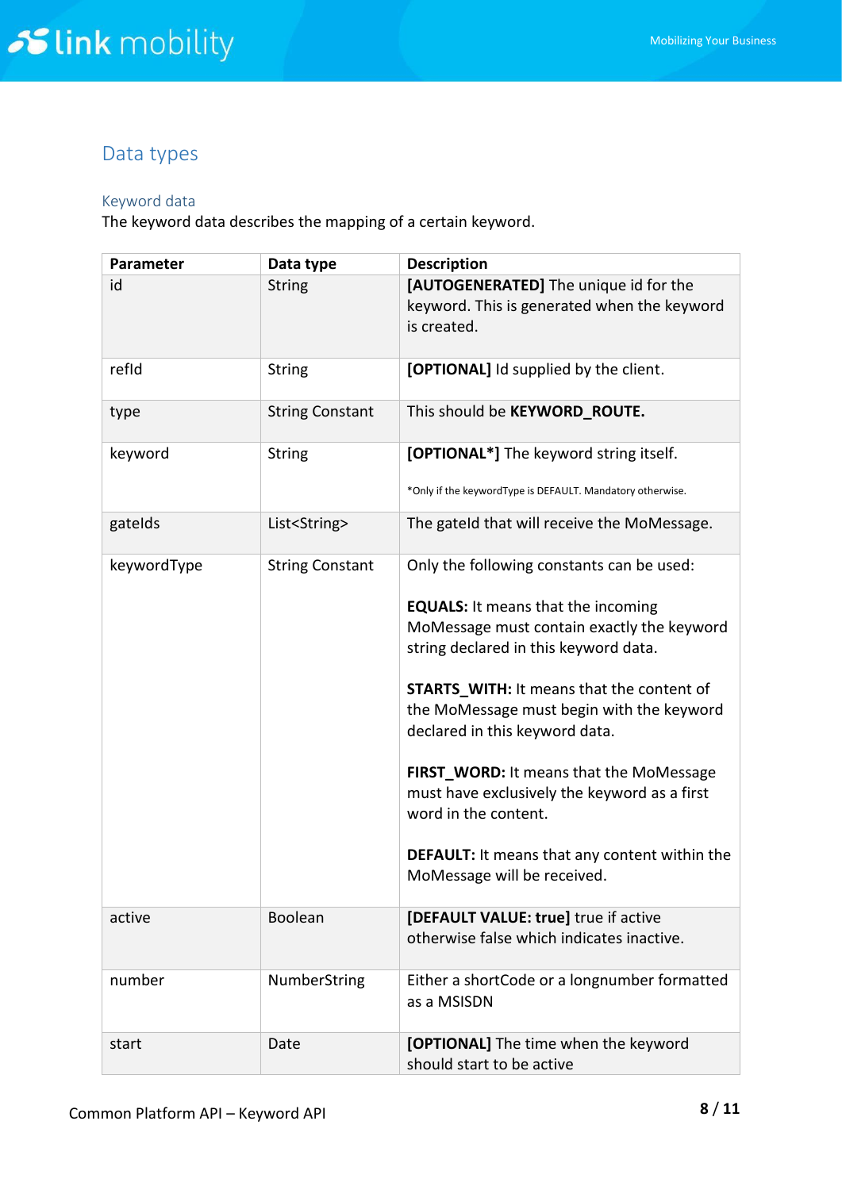## Data types

### Keyword data

The keyword data describes the mapping of a certain keyword.

| Parameter | Data type | Description |
|---|---|---|
| id | String | **[AUTOGENERATED]** The unique id for the keyword. This is generated when the keyword is created. |
| refId | String | **[OPTIONAL]** Id supplied by the client. |
| type | String Constant | This should be **KEYWORD_ROUTE.** |
| keyword | String | **[OPTIONAL*]** The keyword string itself.<br><br>*Only if the keywordType is DEFAULT. Mandatory otherwise. |
| gateIds | List<String> | The gateId that will receive the MoMessage. |
| keywordType | String Constant | Only the following constants can be used:<br><br>**EQUALS:** It means that the incoming MoMessage must contain exactly the keyword string declared in this keyword data.<br><br>**STARTS_WITH:** It means that the content of the MoMessage must begin with the keyword declared in this keyword data.<br><br>**FIRST_WORD:** It means that the MoMessage must have exclusively the keyword as a first word in the content.<br><br>**DEFAULT:** It means that any content within the MoMessage will be received. |
| active | Boolean | **[DEFAULT VALUE: true]** true if active otherwise false which indicates inactive. |
| number | NumberString | Either a shortCode or a longnumber formatted as a MSISDN |
| start | Date | **[OPTIONAL]** The time when the keyword should start to be active |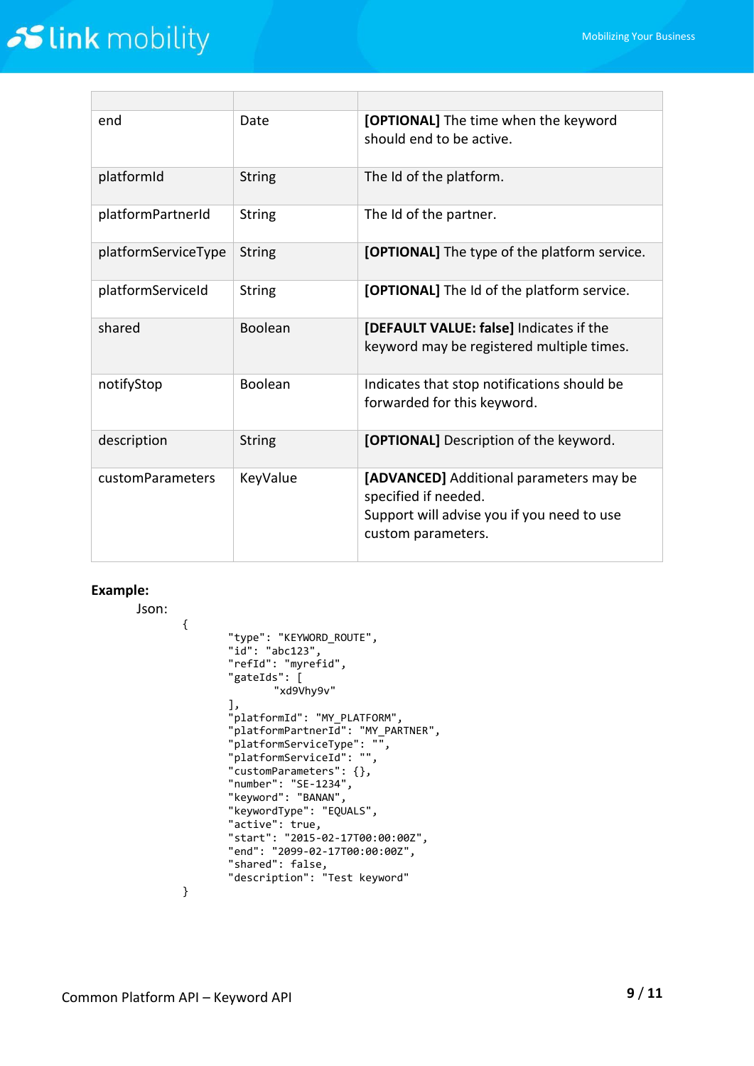| | | |
|---|---|---|
| end | Date | **[OPTIONAL]** The time when the keyword should end to be active. |
| platformId | String | The Id of the platform. |
| platformPartnerId | String | The Id of the partner. |
| platformServiceType | String | **[OPTIONAL]** The type of the platform service. |
| platformServiceId | String | **[OPTIONAL]** The Id of the platform service. |
| shared | Boolean | **[DEFAULT VALUE: false]** Indicates if the keyword may be registered multiple times. |
| notifyStop | Boolean | Indicates that stop notifications should be forwarded for this keyword. |
| description | String | **[OPTIONAL]** Description of the keyword. |
| customParameters | KeyValue | **[ADVANCED]** Additional parameters may be specified if needed.<br>Support will advise you if you need to use custom parameters. |

**Example:**

Json:

```
{
        "type": "KEYWORD_ROUTE",
        "id": "abc123",
        "refId": "myrefid",
        "gateIds": [
                "xd9Vhy9v"
        ],
        "platformId": "MY_PLATFORM",
        "platformPartnerId": "MY_PARTNER",
        "platformServiceType": "",
        "platformServiceId": "",
        "customParameters": {},
        "number": "SE-1234",
        "keyword": "BANAN",
        "keywordType": "EQUALS",
        "active": true,
        "start": "2015-02-17T00:00:00Z",
        "end": "2099-02-17T00:00:00Z",
        "shared": false,
        "description": "Test keyword"
}
```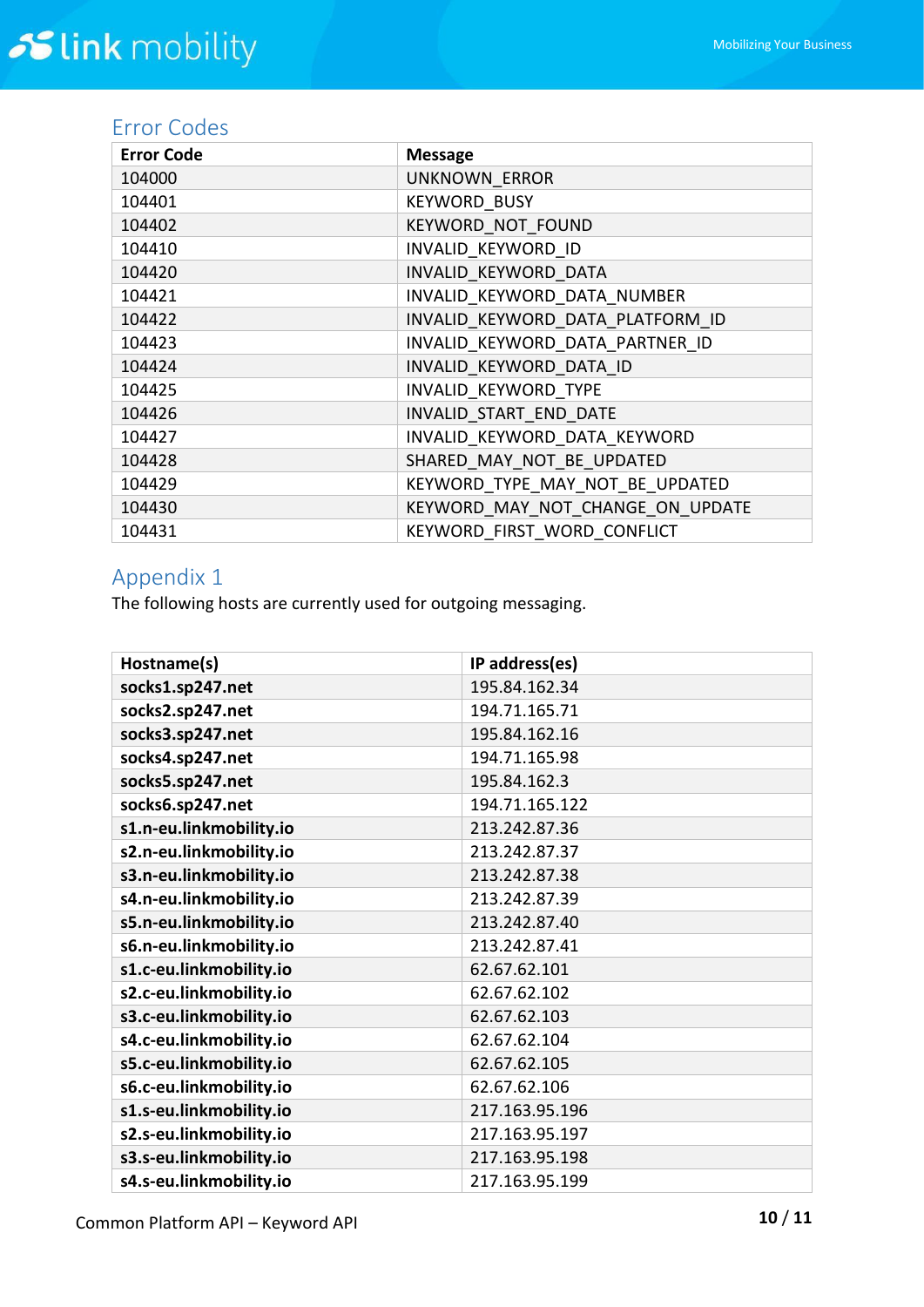## Error Codes

| Error Code | Message |
|---|---|
| 104000 | UNKNOWN_ERROR |
| 104401 | KEYWORD_BUSY |
| 104402 | KEYWORD_NOT_FOUND |
| 104410 | INVALID_KEYWORD_ID |
| 104420 | INVALID_KEYWORD_DATA |
| 104421 | INVALID_KEYWORD_DATA_NUMBER |
| 104422 | INVALID_KEYWORD_DATA_PLATFORM_ID |
| 104423 | INVALID_KEYWORD_DATA_PARTNER_ID |
| 104424 | INVALID_KEYWORD_DATA_ID |
| 104425 | INVALID_KEYWORD_TYPE |
| 104426 | INVALID_START_END_DATE |
| 104427 | INVALID_KEYWORD_DATA_KEYWORD |
| 104428 | SHARED_MAY_NOT_BE_UPDATED |
| 104429 | KEYWORD_TYPE_MAY_NOT_BE_UPDATED |
| 104430 | KEYWORD_MAY_NOT_CHANGE_ON_UPDATE |
| 104431 | KEYWORD_FIRST_WORD_CONFLICT |

## Appendix 1

The following hosts are currently used for outgoing messaging.

| Hostname(s) | IP address(es) |
|---|---|
| **socks1.sp247.net** | 195.84.162.34 |
| **socks2.sp247.net** | 194.71.165.71 |
| **socks3.sp247.net** | 195.84.162.16 |
| **socks4.sp247.net** | 194.71.165.98 |
| **socks5.sp247.net** | 195.84.162.3 |
| **socks6.sp247.net** | 194.71.165.122 |
| **s1.n-eu.linkmobility.io** | 213.242.87.36 |
| **s2.n-eu.linkmobility.io** | 213.242.87.37 |
| **s3.n-eu.linkmobility.io** | 213.242.87.38 |
| **s4.n-eu.linkmobility.io** | 213.242.87.39 |
| **s5.n-eu.linkmobility.io** | 213.242.87.40 |
| **s6.n-eu.linkmobility.io** | 213.242.87.41 |
| **s1.c-eu.linkmobility.io** | 62.67.62.101 |
| **s2.c-eu.linkmobility.io** | 62.67.62.102 |
| **s3.c-eu.linkmobility.io** | 62.67.62.103 |
| **s4.c-eu.linkmobility.io** | 62.67.62.104 |
| **s5.c-eu.linkmobility.io** | 62.67.62.105 |
| **s6.c-eu.linkmobility.io** | 62.67.62.106 |
| **s1.s-eu.linkmobility.io** | 217.163.95.196 |
| **s2.s-eu.linkmobility.io** | 217.163.95.197 |
| **s3.s-eu.linkmobility.io** | 217.163.95.198 |
| **s4.s-eu.linkmobility.io** | 217.163.95.199 |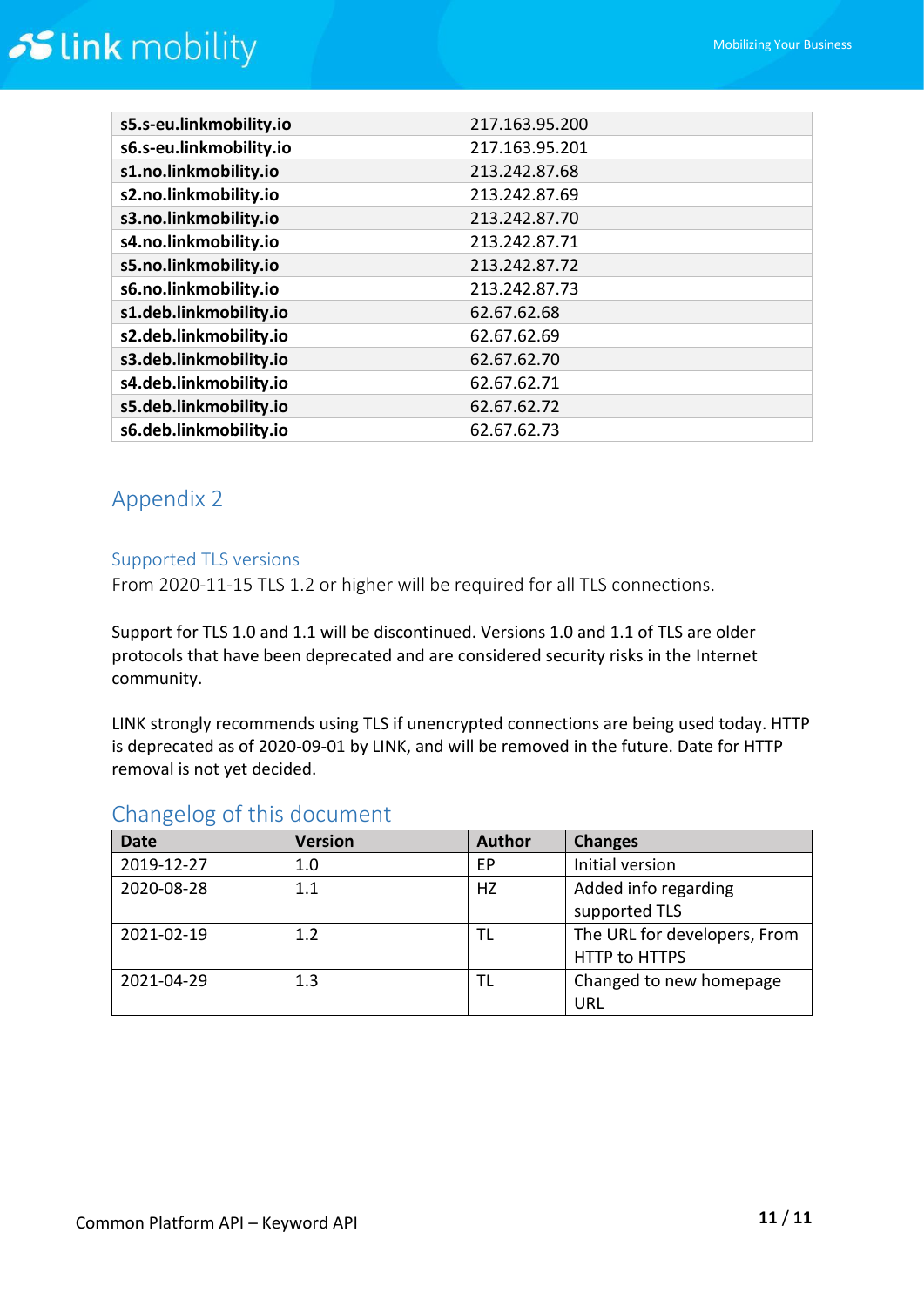| | |
|---|---|
| **s5.s-eu.linkmobility.io** | 217.163.95.200 |
| **s6.s-eu.linkmobility.io** | 217.163.95.201 |
| **s1.no.linkmobility.io** | 213.242.87.68 |
| **s2.no.linkmobility.io** | 213.242.87.69 |
| **s3.no.linkmobility.io** | 213.242.87.70 |
| **s4.no.linkmobility.io** | 213.242.87.71 |
| **s5.no.linkmobility.io** | 213.242.87.72 |
| **s6.no.linkmobility.io** | 213.242.87.73 |
| **s1.deb.linkmobility.io** | 62.67.62.68 |
| **s2.deb.linkmobility.io** | 62.67.62.69 |
| **s3.deb.linkmobility.io** | 62.67.62.70 |
| **s4.deb.linkmobility.io** | 62.67.62.71 |
| **s5.deb.linkmobility.io** | 62.67.62.72 |
| **s6.deb.linkmobility.io** | 62.67.62.73 |

# Appendix 2

## Supported TLS versions

From 2020-11-15 TLS 1.2 or higher will be required for all TLS connections.

Support for TLS 1.0 and 1.1 will be discontinued. Versions 1.0 and 1.1 of TLS are older protocols that have been deprecated and are considered security risks in the Internet community.

LINK strongly recommends using TLS if unencrypted connections are being used today. HTTP is deprecated as of 2020-09-01 by LINK, and will be removed in the future. Date for HTTP removal is not yet decided.

# Changelog of this document

| Date | Version | Author | Changes |
|---|---|---|---|
| 2019-12-27 | 1.0 | EP | Initial version |
| 2020-08-28 | 1.1 | HZ | Added info regarding supported TLS |
| 2021-02-19 | 1.2 | TL | The URL for developers, From HTTP to HTTPS |
| 2021-04-29 | 1.3 | TL | Changed to new homepage URL |